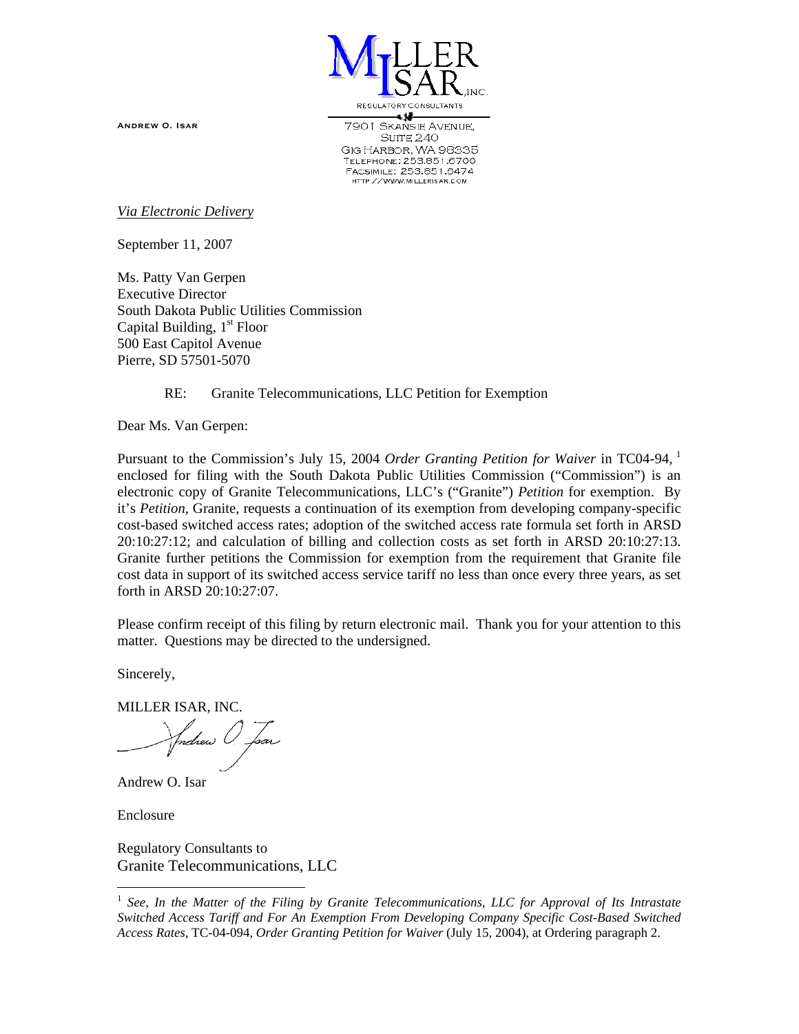MILLER ISAR, INC.
REGULATORY CONSULTANTS

ANDREW O. ISAR

7901 SKANSIE AVENUE,
SUITE 240
GIG HARBOR, WA 98335
TELEPHONE: 253.851.6700
FACSIMILE: 253.851.6474
HTTP://WWW.MILLERISAR.COM

*Via Electronic Delivery*

September 11, 2007

Ms. Patty Van Gerpen
Executive Director
South Dakota Public Utilities Commission
Capital Building, 1st Floor
500 East Capitol Avenue
Pierre, SD 57501-5070

RE: Granite Telecommunications, LLC Petition for Exemption

Dear Ms. Van Gerpen:

Pursuant to the Commission's July 15, 2004 *Order Granting Petition for Waiver* in TC04-94, [1] enclosed for filing with the South Dakota Public Utilities Commission ("Commission") is an electronic copy of Granite Telecommunications, LLC's ("Granite") *Petition* for exemption. By it's *Petition*, Granite, requests a continuation of its exemption from developing company-specific cost-based switched access rates; adoption of the switched access rate formula set forth in ARSD 20:10:27:12; and calculation of billing and collection costs as set forth in ARSD 20:10:27:13. Granite further petitions the Commission for exemption from the requirement that Granite file cost data in support of its switched access service tariff no less than once every three years, as set forth in ARSD 20:10:27:07.

Please confirm receipt of this filing by return electronic mail. Thank you for your attention to this matter. Questions may be directed to the undersigned.

Sincerely,

MILLER ISAR, INC.

Andrew O. Isar

Enclosure

Regulatory Consultants to
Granite Telecommunications, LLC

---

[1] *See, In the Matter of the Filing by Granite Telecommunications, LLC for Approval of Its Intrastate Switched Access Tariff and For An Exemption From Developing Company Specific Cost-Based Switched Access Rates*, TC-04-094, *Order Granting Petition for Waiver* (July 15, 2004), at Ordering paragraph 2.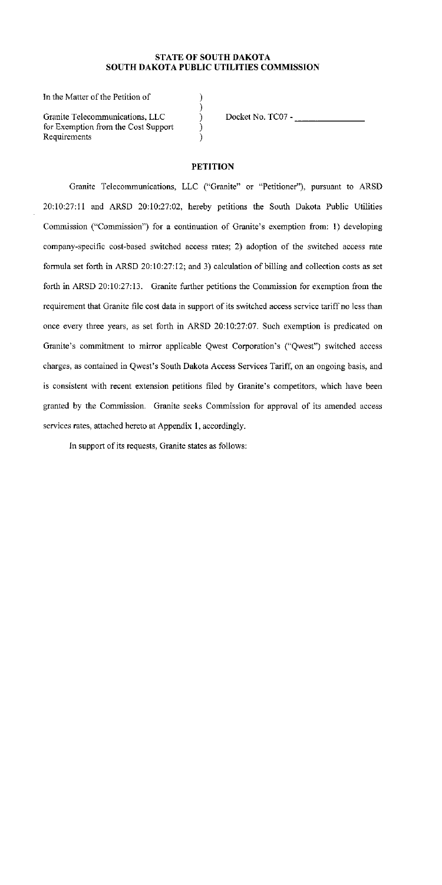**STATE OF SOUTH DAKOTA**
**SOUTH DAKOTA PUBLIC UTILITIES COMMISSION**

| | | |
|---|---|---|
| In the Matter of the Petition of | ) | |
| | ) | |
| Granite Telecommunications, LLC | ) | Docket No. TC07 - _______________ |
| for Exemption from the Cost Support | ) | |
| Requirements | ) | |

## PETITION

Granite Telecommunications, LLC ("Granite" or "Petitioner"), pursuant to ARSD 20:10:27:11 and ARSD 20:10:27:02, hereby petitions the South Dakota Public Utilities Commission ("Commission") for a continuation of Granite's exemption from: 1) developing company-specific cost-based switched access rates; 2) adoption of the switched access rate formula set forth in ARSD 20:10:27:12; and 3) calculation of billing and collection costs as set forth in ARSD 20:10:27:13. Granite further petitions the Commission for exemption from the requirement that Granite file cost data in support of its switched access service tariff no less than once every three years, as set forth in ARSD 20:10:27:07. Such exemption is predicated on Granite's commitment to mirror applicable Qwest Corporation's ("Qwest") switched access charges, as contained in Qwest's South Dakota Access Services Tariff, on an ongoing basis, and is consistent with recent extension petitions filed by Granite's competitors, which have been granted by the Commission. Granite seeks Commission for approval of its amended access services rates, attached hereto at Appendix 1, accordingly.

In support of its requests, Granite states as follows: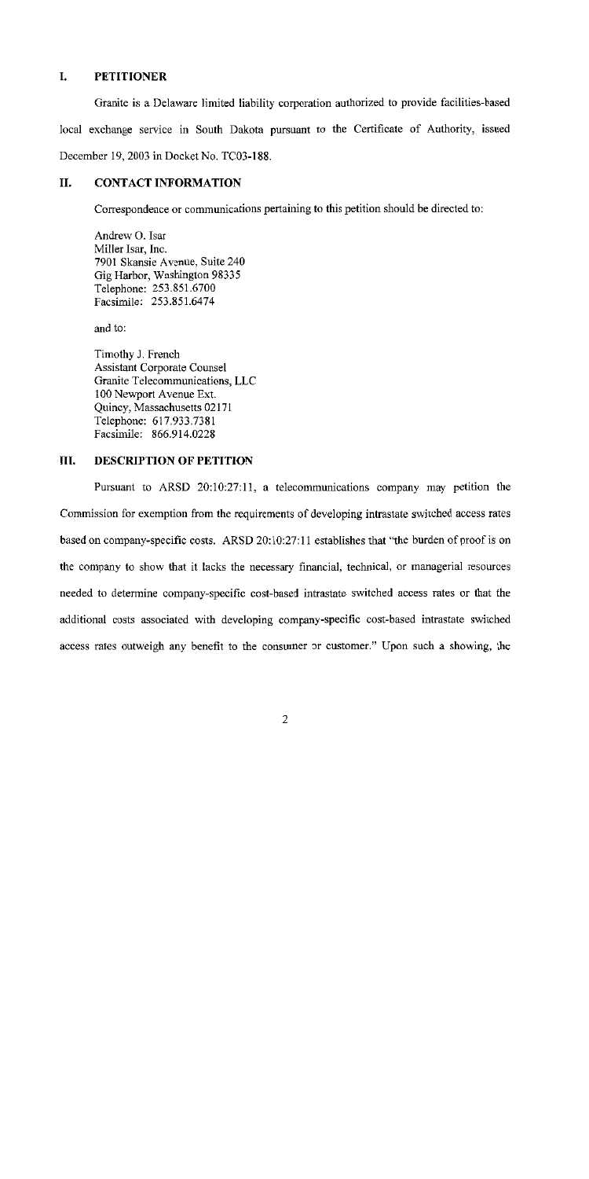## I. PETITIONER

Granite is a Delaware limited liability corporation authorized to provide facilities-based local exchange service in South Dakota pursuant to the Certificate of Authority, issued December 19, 2003 in Docket No. TC03-188.

## II. CONTACT INFORMATION

Correspondence or communications pertaining to this petition should be directed to:

Andrew O. Isar  
Miller Isar, Inc.  
7901 Skansie Avenue, Suite 240  
Gig Harbor, Washington 98335  
Telephone: 253.851.6700  
Facsimile: 253.851.6474

and to:

Timothy J. French  
Assistant Corporate Counsel  
Granite Telecommunications, LLC  
100 Newport Avenue Ext.  
Quincy, Massachusetts 02171  
Telephone: 617.933.7381  
Facsimile: 866.914.0228

## III. DESCRIPTION OF PETITION

Pursuant to ARSD 20:10:27:11, a telecommunications company may petition the Commission for exemption from the requirements of developing intrastate switched access rates based on company-specific costs. ARSD 20:10:27:11 establishes that "the burden of proof is on the company to show that it lacks the necessary financial, technical, or managerial resources needed to determine company-specific cost-based intrastate switched access rates or that the additional costs associated with developing company-specific cost-based intrastate switched access rates outweigh any benefit to the consumer or customer." Upon such a showing, the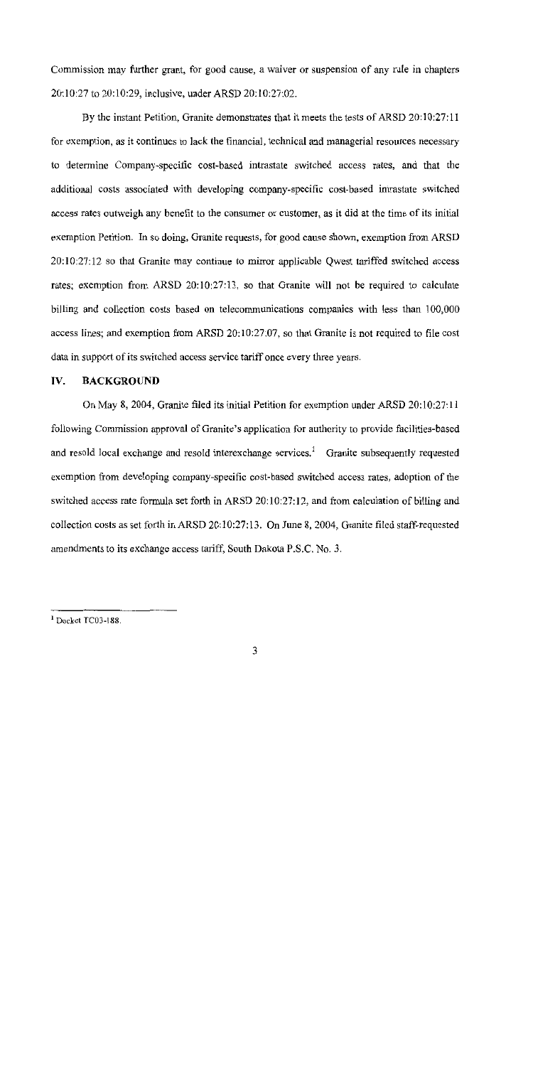Commission may further grant, for good cause, a waiver or suspension of any rule in chapters 20:10:27 to 20:10:29, inclusive, under ARSD 20:10:27:02.

By the instant Petition, Granite demonstrates that it meets the tests of ARSD 20:10:27:11 for exemption, as it continues to lack the financial, technical and managerial resources necessary to determine Company-specific cost-based intrastate switched access rates, and that the additional costs associated with developing company-specific cost-based intrastate switched access rates outweigh any benefit to the consumer or customer, as it did at the time of its initial exemption Petition. In so doing, Granite requests, for good cause shown, exemption from ARSD 20:10:27:12 so that Granite may continue to mirror applicable Qwest tariffed switched access rates; exemption from ARSD 20:10:27:13, so that Granite will not be required to calculate billing and collection costs based on telecommunications companies with less than 100,000 access lines; and exemption from ARSD 20:10:27:07, so that Granite is not required to file cost data in support of its switched access service tariff once every three years.

## IV. BACKGROUND

On May 8, 2004, Granite filed its initial Petition for exemption under ARSD 20:10:27:11 following Commission approval of Granite's application for authority to provide facilities-based and resold local exchange and resold interexchange services.[1] Granite subsequently requested exemption from developing company-specific cost-based switched access rates, adoption of the switched access rate formula set forth in ARSD 20:10:27:12, and from calculation of billing and collection costs as set forth in ARSD 20:10:27:13. On June 8, 2004, Granite filed staff-requested amendments to its exchange access tariff, South Dakota P.S.C. No. 3.

---

[1] Docket TC03-188.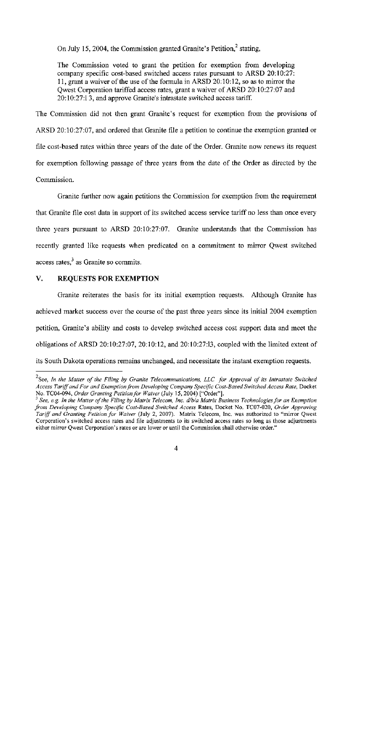On July 15, 2004, the Commission granted Granite's Petition,[2] stating,

> The Commission voted to grant the petition for exemption from developing company specific cost-based switched access rates pursuant to ARSD 20:10:27:11, grant a waiver of the use of the formula in ARSD 20:10:12, so as to mirror the Qwest Corporation tariffed access rates, grant a waiver of ARSD 20:10:27:07 and 20:10:27:13, and approve Granite's intrastate switched access tariff.

The Commission did not then grant Granite's request for exemption from the provisions of ARSD 20:10:27:07, and ordered that Granite file a petition to continue the exemption granted or file cost-based rates within three years of the date of the Order. Granite now renews its request for exemption following passage of three years from the date of the Order as directed by the Commission.

Granite further now again petitions the Commission for exemption from the requirement that Granite file cost data in support of its switched access service tariff no less than once every three years pursuant to ARSD 20:10:27:07. Granite understands that the Commission has recently granted like requests when predicated on a commitment to mirror Qwest switched access rates,[3] as Granite so commits.

## V. REQUESTS FOR EXEMPTION

Granite reiterates the basis for its initial exemption requests. Although Granite has achieved market success over the course of the past three years since its initial 2004 exemption petition, Granite's ability and costs to develop switched access cost support data and meet the obligations of ARSD 20:10:27:07, 20:10:12, and 20:10:27:13, coupled with the limited extent of its South Dakota operations remains unchanged, and necessitate the instant exemption requests.

---

[2] See, *In the Matter of the Filing by Granite Telecommunications, LLC for Approval of its Intrastate Switched Access Tariff and For and Exemption from Developing Company Specific Cost-Based Switched Access Rate*, Docket No. TC04-094, *Order Granting Petition for Waiver* (July 15, 2004) ["Order"].

[3] *See, e.g. In the Matter of the Filing by Matrix Telecom, Inc. d/b/a Matrix Business Technologies for an Exemption from Developing Company Specific Cost-Based Switched Access* Rates, Docket No. TC07-020, *Order Approving Tariff and Granting Petition for Waiver* (July 2, 2007). Matrix Telecom, Inc. was authorized to "mirror Qwest Corporation's switched access rates and file adjustments to its switched access rates so long as those adjustments either mirror Qwest Corporation's rates or are lower or until the Commission shall otherwise order."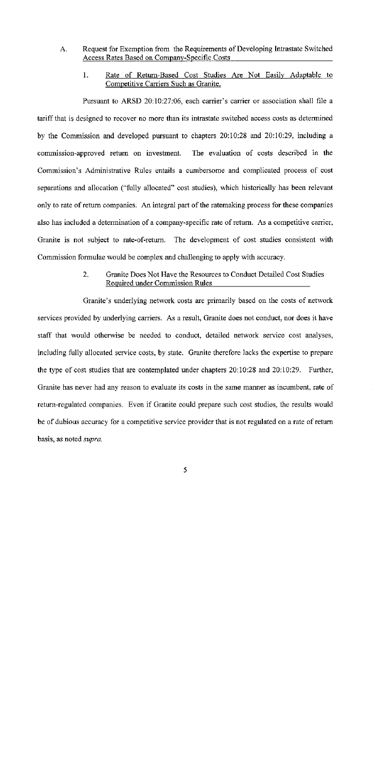A. Request for Exemption from the Requirements of Developing Intrastate Switched Access Rates Based on Company-Specific Costs

1. Rate of Return-Based Cost Studies Are Not Easily Adaptable to Competitive Carriers Such as Granite.

Pursuant to ARSD 20:10:27:06, each carrier's carrier or association shall file a tariff that is designed to recover no more than its intrastate switched access costs as determined by the Commission and developed pursuant to chapters 20:10:28 and 20:10:29, including a commission-approved return on investment. The evaluation of costs described in the Commission's Administrative Rules entails a cumbersome and complicated process of cost separations and allocation ("fully allocated" cost studies), which historically has been relevant only to rate of return companies. An integral part of the ratemaking process for these companies also has included a determination of a company-specific rate of return. As a competitive carrier, Granite is not subject to rate-of-return. The development of cost studies consistent with Commission formulae would be complex and challenging to apply with accuracy.

2. Granite Does Not Have the Resources to Conduct Detailed Cost Studies Required under Commission Rules

Granite's underlying network costs are primarily based on the costs of network services provided by underlying carriers. As a result, Granite does not conduct, nor does it have staff that would otherwise be needed to conduct, detailed network service cost analyses, including fully allocated service costs, by state. Granite therefore lacks the expertise to prepare the type of cost studies that are contemplated under chapters 20:10:28 and 20:10:29. Further, Granite has never had any reason to evaluate its costs in the same manner as incumbent, rate of return-regulated companies. Even if Granite could prepare such cost studies, the results would be of dubious accuracy for a competitive service provider that is not regulated on a rate of return basis, as noted *supra*.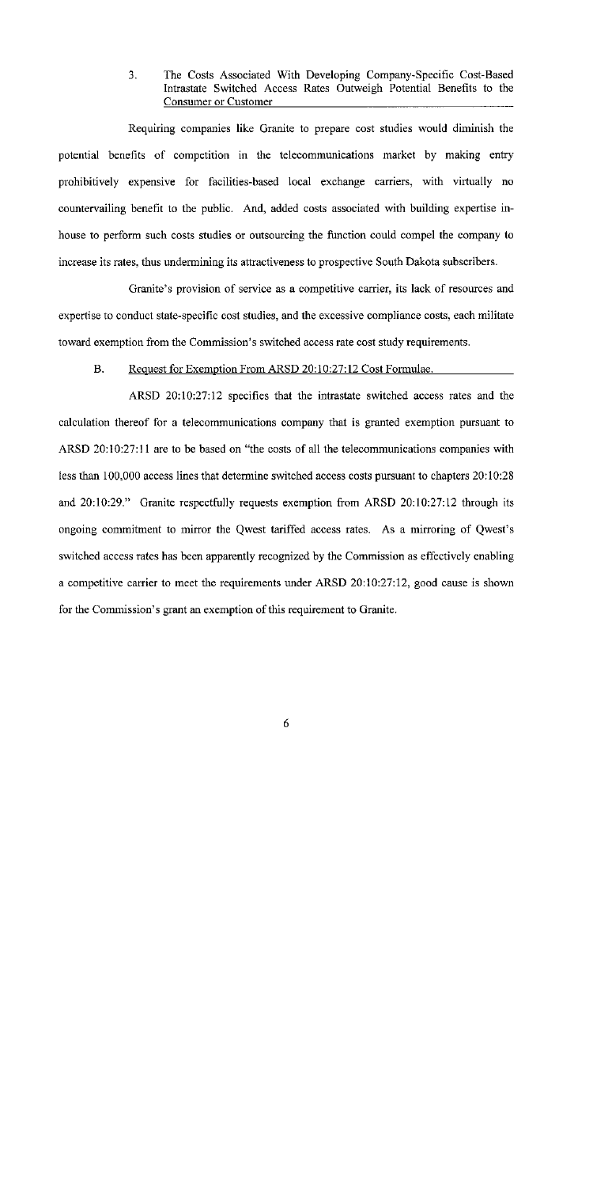### 3. The Costs Associated With Developing Company-Specific Cost-Based Intrastate Switched Access Rates Outweigh Potential Benefits to the Consumer or Customer

Requiring companies like Granite to prepare cost studies would diminish the potential benefits of competition in the telecommunications market by making entry prohibitively expensive for facilities-based local exchange carriers, with virtually no countervailing benefit to the public. And, added costs associated with building expertise in-house to perform such costs studies or outsourcing the function could compel the company to increase its rates, thus undermining its attractiveness to prospective South Dakota subscribers.

Granite's provision of service as a competitive carrier, its lack of resources and expertise to conduct state-specific cost studies, and the excessive compliance costs, each militate toward exemption from the Commission's switched access rate cost study requirements.

## B. Request for Exemption From ARSD 20:10:27:12 Cost Formulae.

ARSD 20:10:27:12 specifies that the intrastate switched access rates and the calculation thereof for a telecommunications company that is granted exemption pursuant to ARSD 20:10:27:11 are to be based on "the costs of all the telecommunications companies with less than 100,000 access lines that determine switched access costs pursuant to chapters 20:10:28 and 20:10:29." Granite respectfully requests exemption from ARSD 20:10:27:12 through its ongoing commitment to mirror the Qwest tariffed access rates. As a mirroring of Qwest's switched access rates has been apparently recognized by the Commission as effectively enabling a competitive carrier to meet the requirements under ARSD 20:10:27:12, good cause is shown for the Commission's grant an exemption of this requirement to Granite.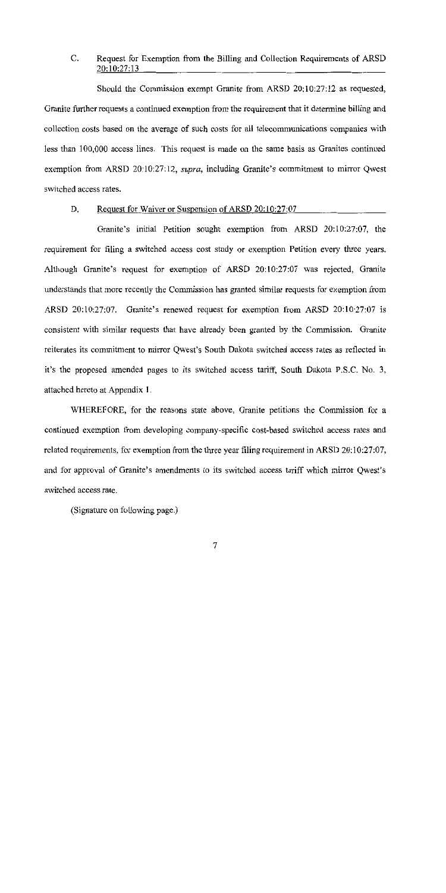### C. Request for Exemption from the Billing and Collection Requirements of ARSD 20:10:27:13

Should the Commission exempt Granite from ARSD 20:10:27:12 as requested, Granite further requests a continued exemption from the requirement that it determine billing and collection costs based on the average of such costs for all telecommunications companies with less than 100,000 access lines. This request is made on the same basis as Granites continued exemption from ARSD 20:10:27:12, *supra*, including Granite's commitment to mirror Qwest switched access rates.

### D. Request for Waiver or Suspension of ARSD 20:10:27:07

Granite's initial Petition sought exemption from ARSD 20:10:27:07, the requirement for filing a switched access cost study or exemption Petition every three years. Although Granite's request for exemption of ARSD 20:10:27:07 was rejected, Granite understands that more recently the Commission has granted similar requests for exemption from ARSD 20:10:27:07. Granite's renewed request for exemption from ARSD 20:10:27:07 is consistent with similar requests that have already been granted by the Commission. Granite reiterates its commitment to mirror Qwest's South Dakota switched access rates as reflected in it's the proposed amended pages to its switched access tariff, South Dakota P.S.C. No. 3, attached hereto at Appendix 1.

WHEREFORE, for the reasons state above, Granite petitions the Commission for a continued exemption from developing company-specific cost-based switched access rates and related requirements, for exemption from the three year filing requirement in ARSD 20:10:27:07, and for approval of Granite's amendments to its switched access tariff which mirror Qwest's switched access rate.

(Signature on following page.)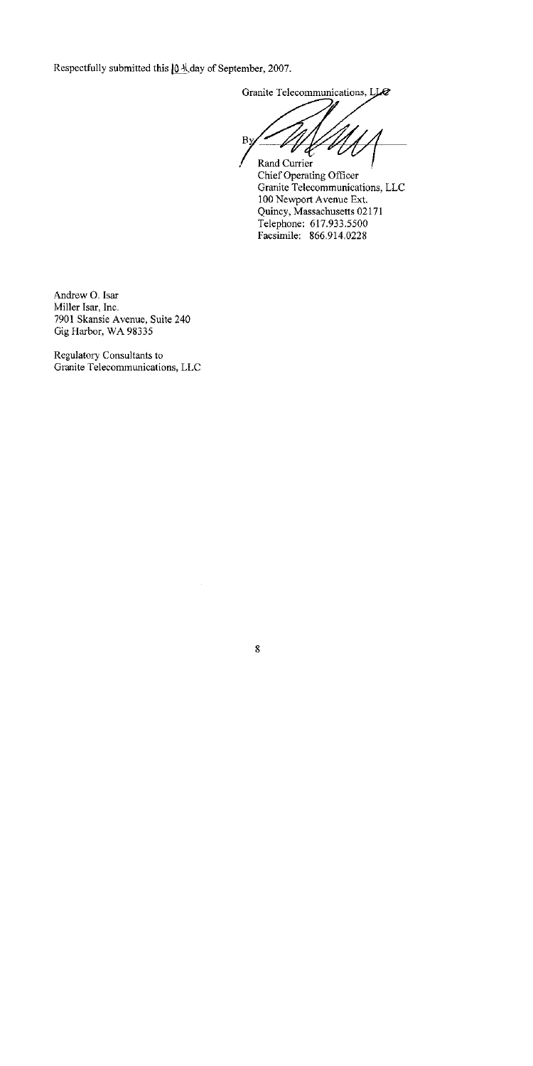Respectfully submitted this 10th day of September, 2007.

Granite Telecommunications, LLC

By

Rand Currier
Chief Operating Officer
Granite Telecommunications, LLC
100 Newport Avenue Ext.
Quincy, Massachusetts 02171
Telephone: 617.933.5500
Facsimile: 866.914.0228

Andrew O. Isar
Miller Isar, Inc.
7901 Skansie Avenue, Suite 240
Gig Harbor, WA 98335

Regulatory Consultants to
Granite Telecommunications, LLC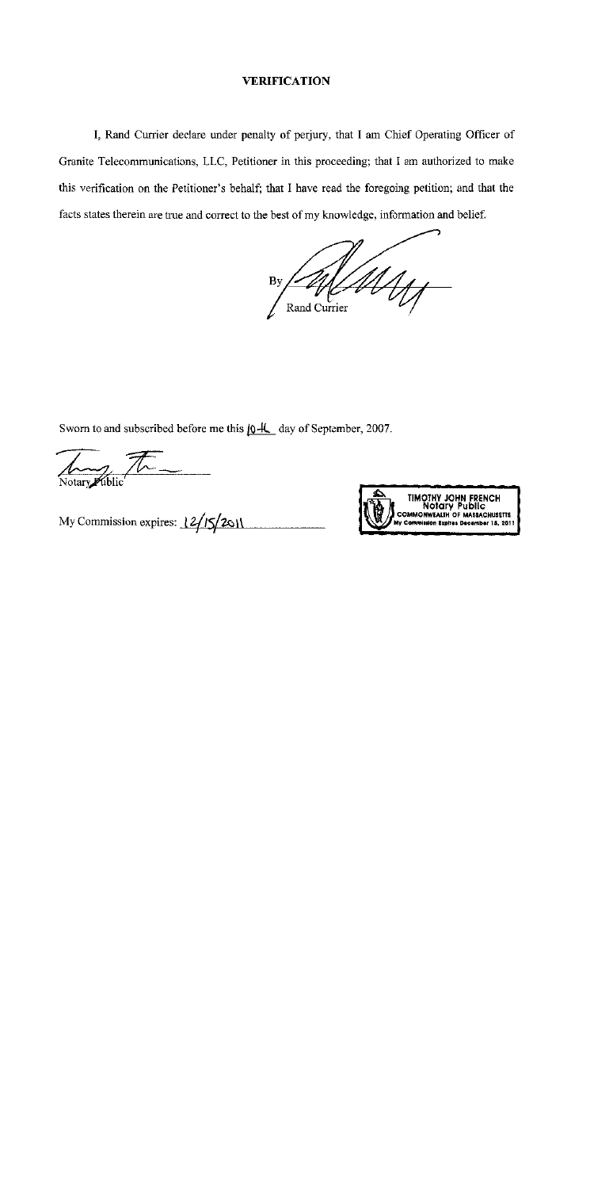# VERIFICATION

I, Rand Currier declare under penalty of perjury, that I am Chief Operating Officer of Granite Telecommunications, LLC, Petitioner in this proceeding; that I am authorized to make this verification on the Petitioner's behalf; that I have read the foregoing petition; and that the facts states therein are true and correct to the best of my knowledge, information and belief.

By ______________________
Rand Currier

Sworn to and subscribed before me this 10-4 day of September, 2007.

______________________
Notary Public

My Commission expires: 12/15/2011

TIMOTHY JOHN FRENCH
Notary Public
COMMONWEALTH OF MASSACHUSETTS
My Commission Expires December 15, 2011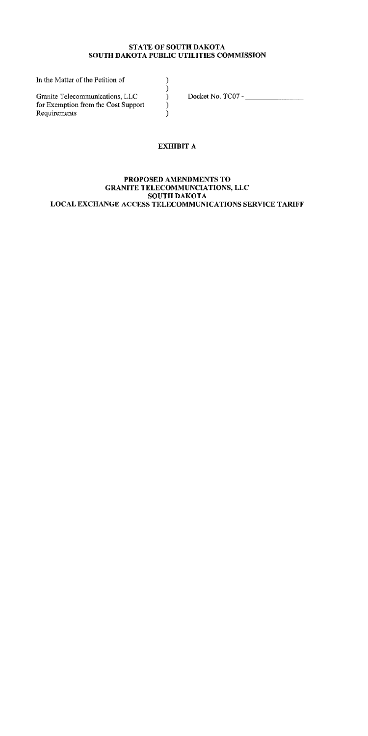**STATE OF SOUTH DAKOTA**
**SOUTH DAKOTA PUBLIC UTILITIES COMMISSION**

| | | |
|---|---|---|
| In the Matter of the Petition of | ) | |
| | ) | |
| Granite Telecommunications, LLC | ) | Docket No. TC07 - ________________ |
| for Exemption from the Cost Support | ) | |
| Requirements | ) | |

**EXHIBIT A**

**PROPOSED AMENDMENTS TO**
**GRANITE TELECOMMUNCIATIONS, LLC**
**SOUTH DAKOTA**
**LOCAL EXCHANGE ACCESS TELECOMMUNICATIONS SERVICE TARIFF**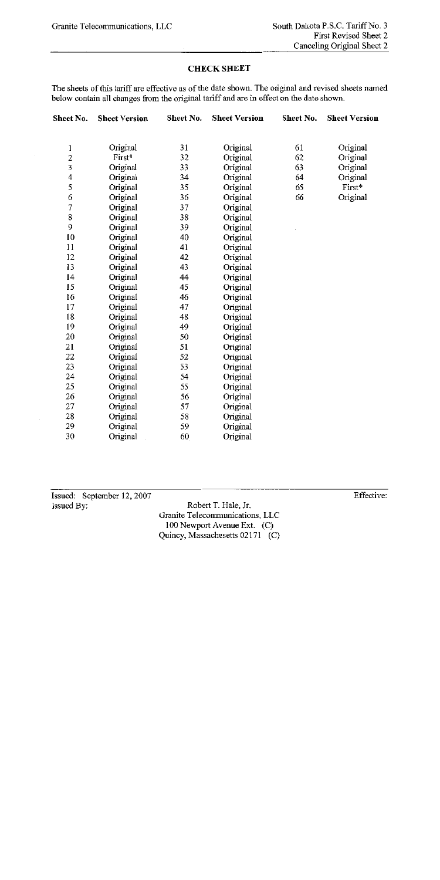Granite Telecommunications, LLC

South Dakota P.S.C. Tariff No. 3
First Revised Sheet 2
Canceling Original Sheet 2

## CHECK SHEET

The sheets of this tariff are effective as of the date shown. The original and revised sheets named below contain all changes from the original tariff and are in effect on the date shown.

| Sheet No. | Sheet Version | Sheet No. | Sheet Version | Sheet No. | Sheet Version |
|---|---|---|---|---|---|
| 1 | Original | 31 | Original | 61 | Original |
| 2 | First* | 32 | Original | 62 | Original |
| 3 | Original | 33 | Original | 63 | Original |
| 4 | Original | 34 | Original | 64 | Original |
| 5 | Original | 35 | Original | 65 | First* |
| 6 | Original | 36 | Original | 66 | Original |
| 7 | Original | 37 | Original | | |
| 8 | Original | 38 | Original | | |
| 9 | Original | 39 | Original | | |
| 10 | Original | 40 | Original | | |
| 11 | Original | 41 | Original | | |
| 12 | Original | 42 | Original | | |
| 13 | Original | 43 | Original | | |
| 14 | Original | 44 | Original | | |
| 15 | Original | 45 | Original | | |
| 16 | Original | 46 | Original | | |
| 17 | Original | 47 | Original | | |
| 18 | Original | 48 | Original | | |
| 19 | Original | 49 | Original | | |
| 20 | Original | 50 | Original | | |
| 21 | Original | 51 | Original | | |
| 22 | Original | 52 | Original | | |
| 23 | Original | 53 | Original | | |
| 24 | Original | 54 | Original | | |
| 25 | Original | 55 | Original | | |
| 26 | Original | 56 | Original | | |
| 27 | Original | 57 | Original | | |
| 28 | Original | 58 | Original | | |
| 29 | Original | 59 | Original | | |
| 30 | Original | 60 | Original | | |

Issued: September 12, 2007

Effective:

Issued By:

Robert T. Hale, Jr.
Granite Telecommunications, LLC
100 Newport Avenue Ext. (C)
Quincy, Massachusetts 02171 (C)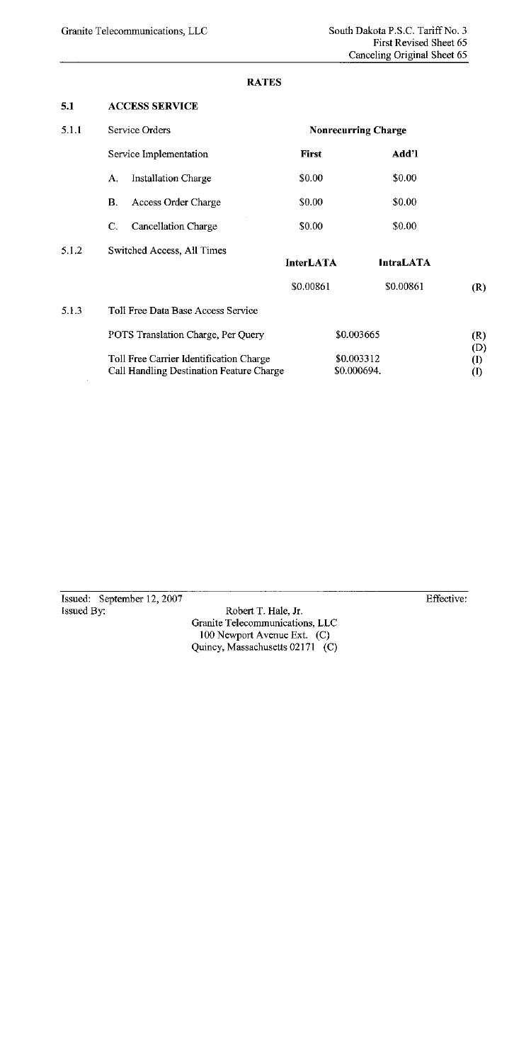Granite Telecommunications, LLC

South Dakota P.S.C. Tariff No. 3
First Revised Sheet 65
Canceling Original Sheet 65

## RATES

### 5.1 ACCESS SERVICE

**5.1.1 Service Orders**

| Service Implementation | Nonrecurring Charge First | Nonrecurring Charge Add'l |
|---|---|---|
| A. Installation Charge | $0.00 | $0.00 |
| B. Access Order Charge | $0.00 | $0.00 |
| C. Cancellation Charge | $0.00 | $0.00 |

**5.1.2 Switched Access, All Times**

| | InterLATA | IntraLATA | |
|---|---|---|---|
| | $0.00861 | $0.00861 | (R) |

**5.1.3 Toll Free Data Base Access Service**

| | | |
|---|---|---|
| POTS Translation Charge, Per Query | $0.003665 | (R) (D) |
| Toll Free Carrier Identification Charge | $0.003312 | (I) |
| Call Handling Destination Feature Charge | $0.000694. | (I) |

Issued: September 12, 2007

Effective:

Issued By:

Robert T. Hale, Jr.
Granite Telecommunications, LLC
100 Newport Avenue Ext. (C)
Quincy, Massachusetts 02171 (C)